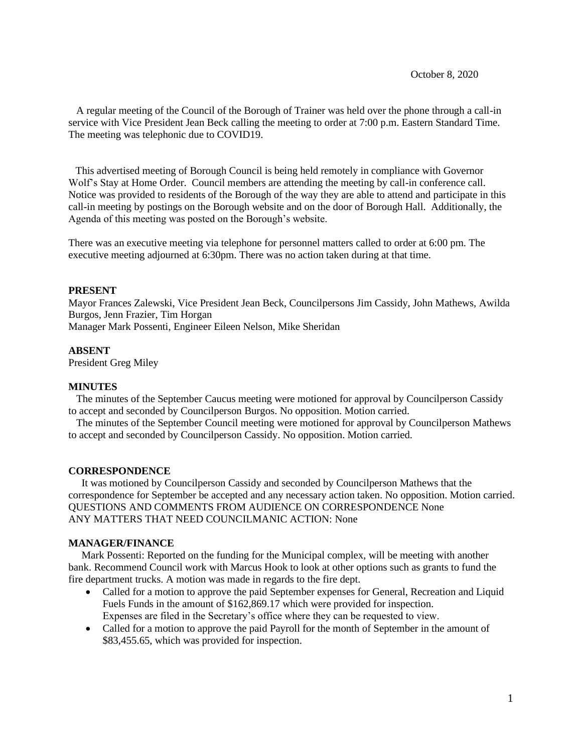October 8, 2020

A regular meeting of the Council of the Borough of Trainer was held over the phone through a call-in service with Vice President Jean Beck calling the meeting to order at 7:00 p.m. Eastern Standard Time. The meeting was telephonic due to COVID19.

This advertised meeting of Borough Council is being held remotely in compliance with Governor Wolf's Stay at Home Order. Council members are attending the meeting by call-in conference call. Notice was provided to residents of the Borough of the way they are able to attend and participate in this call-in meeting by postings on the Borough website and on the door of Borough Hall. Additionally, the Agenda of this meeting was posted on the Borough's website.

There was an executive meeting via telephone for personnel matters called to order at 6:00 pm. The executive meeting adjourned at 6:30pm. There was no action taken during at that time.

**PRESENT**

Mayor Frances Zalewski, Vice President Jean Beck, Councilpersons Jim Cassidy, John Mathews, Awilda Burgos, Jenn Frazier, Tim Horgan
Manager Mark Possenti, Engineer Eileen Nelson, Mike Sheridan

**ABSENT**

President Greg Miley

**MINUTES**

The minutes of the September Caucus meeting were motioned for approval by Councilperson Cassidy to accept and seconded by Councilperson Burgos. No opposition. Motion carried.

The minutes of the September Council meeting were motioned for approval by Councilperson Mathews to accept and seconded by Councilperson Cassidy. No opposition. Motion carried.

**CORRESPONDENCE**

It was motioned by Councilperson Cassidy and seconded by Councilperson Mathews that the correspondence for September be accepted and any necessary action taken. No opposition. Motion carried.
QUESTIONS AND COMMENTS FROM AUDIENCE ON CORRESPONDENCE None
ANY MATTERS THAT NEED COUNCILMANIC ACTION: None

**MANAGER/FINANCE**

Mark Possenti: Reported on the funding for the Municipal complex, will be meeting with another bank. Recommend Council work with Marcus Hook to look at other options such as grants to fund the fire department trucks. A motion was made in regards to the fire dept.

- Called for a motion to approve the paid September expenses for General, Recreation and Liquid Fuels Funds in the amount of $162,869.17 which were provided for inspection.
  Expenses are filed in the Secretary's office where they can be requested to view.
- Called for a motion to approve the paid Payroll for the month of September in the amount of $83,455.65, which was provided for inspection.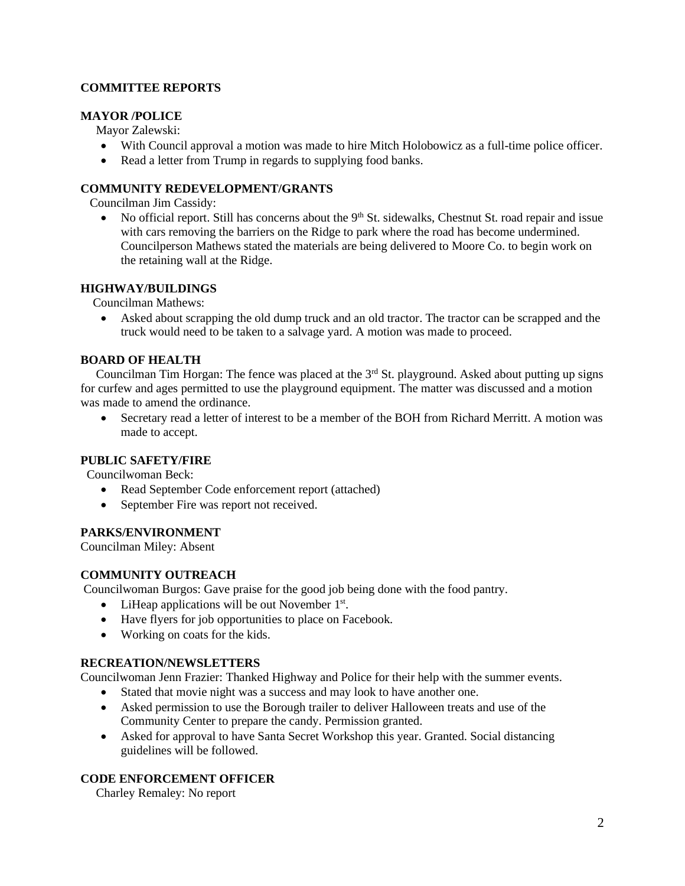## COMMITTEE REPORTS

### MAYOR /POLICE

Mayor Zalewski:

- With Council approval a motion was made to hire Mitch Holobowicz as a full-time police officer.
- Read a letter from Trump in regards to supplying food banks.

### COMMUNITY REDEVELOPMENT/GRANTS

Councilman Jim Cassidy:

- No official report. Still has concerns about the 9th St. sidewalks, Chestnut St. road repair and issue with cars removing the barriers on the Ridge to park where the road has become undermined. Councilperson Mathews stated the materials are being delivered to Moore Co. to begin work on the retaining wall at the Ridge.

### HIGHWAY/BUILDINGS

Councilman Mathews:

- Asked about scrapping the old dump truck and an old tractor. The tractor can be scrapped and the truck would need to be taken to a salvage yard. A motion was made to proceed.

### BOARD OF HEALTH

Councilman Tim Horgan: The fence was placed at the 3rd St. playground. Asked about putting up signs for curfew and ages permitted to use the playground equipment. The matter was discussed and a motion was made to amend the ordinance.

- Secretary read a letter of interest to be a member of the BOH from Richard Merritt. A motion was made to accept.

### PUBLIC SAFETY/FIRE

Councilwoman Beck:

- Read September Code enforcement report (attached)
- September Fire was report not received.

### PARKS/ENVIRONMENT

Councilman Miley: Absent

### COMMUNITY OUTREACH

Councilwoman Burgos: Gave praise for the good job being done with the food pantry.

- LiHeap applications will be out November 1st.
- Have flyers for job opportunities to place on Facebook.
- Working on coats for the kids.

### RECREATION/NEWSLETTERS

Councilwoman Jenn Frazier: Thanked Highway and Police for their help with the summer events.

- Stated that movie night was a success and may look to have another one.
- Asked permission to use the Borough trailer to deliver Halloween treats and use of the Community Center to prepare the candy. Permission granted.
- Asked for approval to have Santa Secret Workshop this year. Granted. Social distancing guidelines will be followed.

### CODE ENFORCEMENT OFFICER

Charley Remaley: No report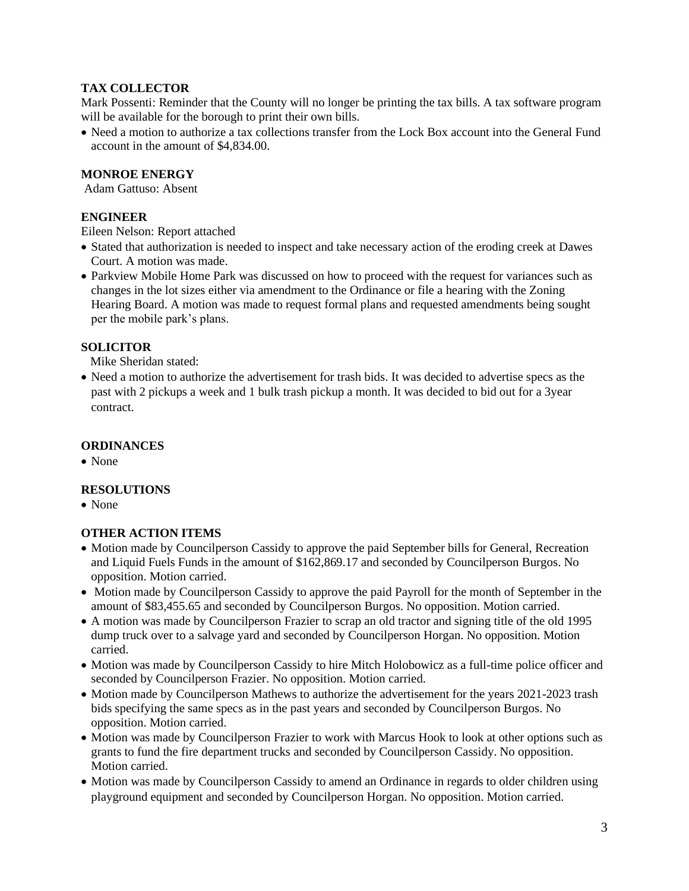## TAX COLLECTOR

Mark Possenti: Reminder that the County will no longer be printing the tax bills. A tax software program will be available for the borough to print their own bills.

- Need a motion to authorize a tax collections transfer from the Lock Box account into the General Fund account in the amount of $4,834.00.

## MONROE ENERGY

Adam Gattuso: Absent

## ENGINEER

Eileen Nelson: Report attached

- Stated that authorization is needed to inspect and take necessary action of the eroding creek at Dawes Court. A motion was made.
- Parkview Mobile Home Park was discussed on how to proceed with the request for variances such as changes in the lot sizes either via amendment to the Ordinance or file a hearing with the Zoning Hearing Board. A motion was made to request formal plans and requested amendments being sought per the mobile park's plans.

## SOLICITOR

Mike Sheridan stated:

- Need a motion to authorize the advertisement for trash bids. It was decided to advertise specs as the past with 2 pickups a week and 1 bulk trash pickup a month. It was decided to bid out for a 3year contract.

## ORDINANCES

- None

## RESOLUTIONS

- None

## OTHER ACTION ITEMS

- Motion made by Councilperson Cassidy to approve the paid September bills for General, Recreation and Liquid Fuels Funds in the amount of $162,869.17 and seconded by Councilperson Burgos. No opposition. Motion carried.
- Motion made by Councilperson Cassidy to approve the paid Payroll for the month of September in the amount of $83,455.65 and seconded by Councilperson Burgos. No opposition. Motion carried.
- A motion was made by Councilperson Frazier to scrap an old tractor and signing title of the old 1995 dump truck over to a salvage yard and seconded by Councilperson Horgan. No opposition. Motion carried.
- Motion was made by Councilperson Cassidy to hire Mitch Holobowicz as a full-time police officer and seconded by Councilperson Frazier. No opposition. Motion carried.
- Motion made by Councilperson Mathews to authorize the advertisement for the years 2021-2023 trash bids specifying the same specs as in the past years and seconded by Councilperson Burgos. No opposition. Motion carried.
- Motion was made by Councilperson Frazier to work with Marcus Hook to look at other options such as grants to fund the fire department trucks and seconded by Councilperson Cassidy. No opposition. Motion carried.
- Motion was made by Councilperson Cassidy to amend an Ordinance in regards to older children using playground equipment and seconded by Councilperson Horgan. No opposition. Motion carried.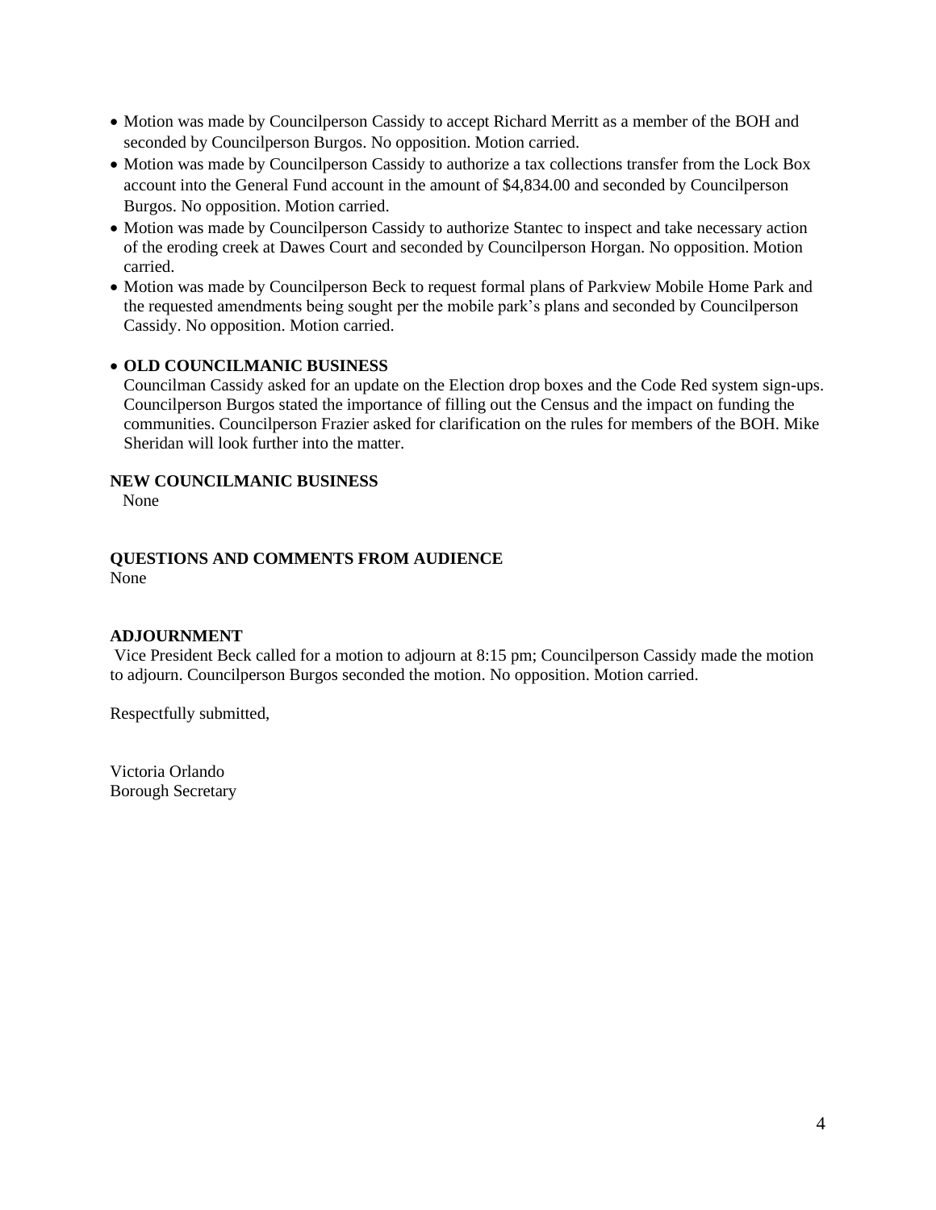- Motion was made by Councilperson Cassidy to accept Richard Merritt as a member of the BOH and seconded by Councilperson Burgos. No opposition. Motion carried.
- Motion was made by Councilperson Cassidy to authorize a tax collections transfer from the Lock Box account into the General Fund account in the amount of $4,834.00 and seconded by Councilperson Burgos. No opposition. Motion carried.
- Motion was made by Councilperson Cassidy to authorize Stantec to inspect and take necessary action of the eroding creek at Dawes Court and seconded by Councilperson Horgan. No opposition. Motion carried.
- Motion was made by Councilperson Beck to request formal plans of Parkview Mobile Home Park and the requested amendments being sought per the mobile park's plans and seconded by Councilperson Cassidy. No opposition. Motion carried.

- **OLD COUNCILMANIC BUSINESS**

  Councilman Cassidy asked for an update on the Election drop boxes and the Code Red system sign-ups. Councilperson Burgos stated the importance of filling out the Census and the impact on funding the communities. Councilperson Frazier asked for clarification on the rules for members of the BOH. Mike Sheridan will look further into the matter.

**NEW COUNCILMANIC BUSINESS**

None

**QUESTIONS AND COMMENTS FROM AUDIENCE**

None

**ADJOURNMENT**

Vice President Beck called for a motion to adjourn at 8:15 pm; Councilperson Cassidy made the motion to adjourn. Councilperson Burgos seconded the motion. No opposition. Motion carried.

Respectfully submitted,

Victoria Orlando
Borough Secretary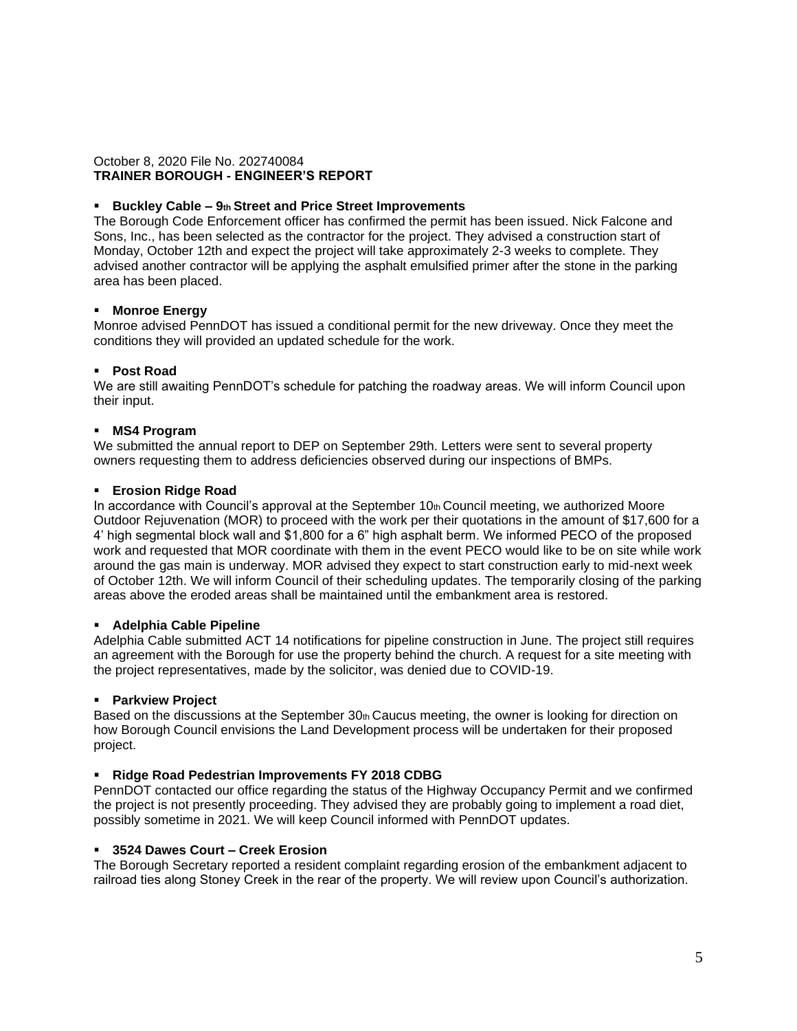October 8, 2020 File No. 202740084
**TRAINER BOROUGH - ENGINEER'S REPORT**

- **Buckley Cable – 9th Street and Price Street Improvements**
The Borough Code Enforcement officer has confirmed the permit has been issued. Nick Falcone and Sons, Inc., has been selected as the contractor for the project. They advised a construction start of Monday, October 12th and expect the project will take approximately 2-3 weeks to complete. They advised another contractor will be applying the asphalt emulsified primer after the stone in the parking area has been placed.

- **Monroe Energy**
Monroe advised PennDOT has issued a conditional permit for the new driveway. Once they meet the conditions they will provided an updated schedule for the work.

- **Post Road**
We are still awaiting PennDOT's schedule for patching the roadway areas. We will inform Council upon their input.

- **MS4 Program**
We submitted the annual report to DEP on September 29th. Letters were sent to several property owners requesting them to address deficiencies observed during our inspections of BMPs.

- **Erosion Ridge Road**
In accordance with Council's approval at the September 10th Council meeting, we authorized Moore Outdoor Rejuvenation (MOR) to proceed with the work per their quotations in the amount of $17,600 for a 4' high segmental block wall and $1,800 for a 6" high asphalt berm. We informed PECO of the proposed work and requested that MOR coordinate with them in the event PECO would like to be on site while work around the gas main is underway. MOR advised they expect to start construction early to mid-next week of October 12th. We will inform Council of their scheduling updates. The temporarily closing of the parking areas above the eroded areas shall be maintained until the embankment area is restored.

- **Adelphia Cable Pipeline**
Adelphia Cable submitted ACT 14 notifications for pipeline construction in June. The project still requires an agreement with the Borough for use the property behind the church. A request for a site meeting with the project representatives, made by the solicitor, was denied due to COVID-19.

- **Parkview Project**
Based on the discussions at the September 30th Caucus meeting, the owner is looking for direction on how Borough Council envisions the Land Development process will be undertaken for their proposed project.

- **Ridge Road Pedestrian Improvements FY 2018 CDBG**
PennDOT contacted our office regarding the status of the Highway Occupancy Permit and we confirmed the project is not presently proceeding. They advised they are probably going to implement a road diet, possibly sometime in 2021. We will keep Council informed with PennDOT updates.

- **3524 Dawes Court – Creek Erosion**
The Borough Secretary reported a resident complaint regarding erosion of the embankment adjacent to railroad ties along Stoney Creek in the rear of the property. We will review upon Council's authorization.